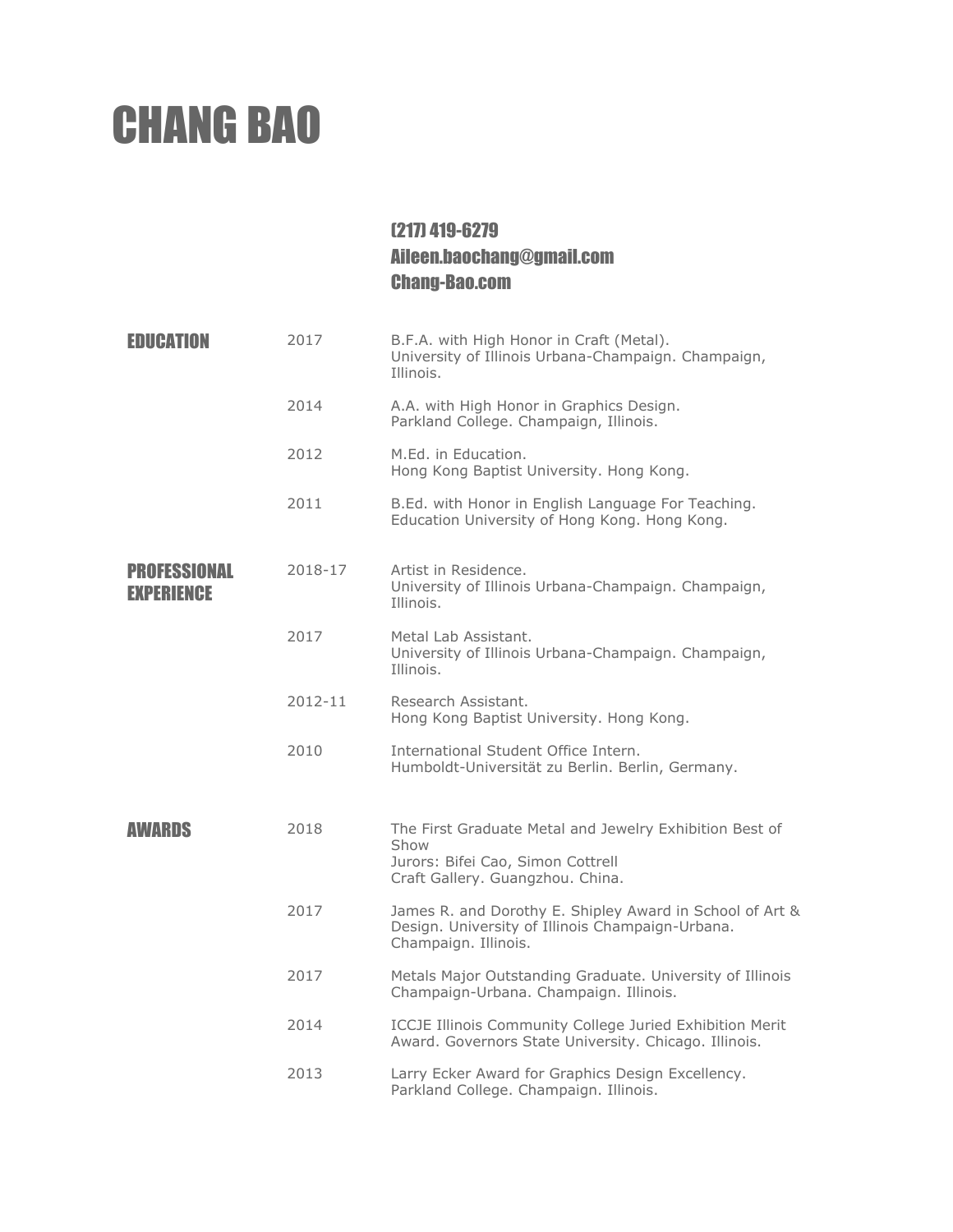# CHANG BAO

(217) 419-6279
Aileen.baochang@gmail.com
Chang-Bao.com

## EDUCATION

2017 — B.F.A. with High Honor in Craft (Metal).
University of Illinois Urbana-Champaign. Champaign, Illinois.

2014 — A.A. with High Honor in Graphics Design.
Parkland College. Champaign, Illinois.

2012 — M.Ed. in Education.
Hong Kong Baptist University. Hong Kong.

2011 — B.Ed. with Honor in English Language For Teaching.
Education University of Hong Kong. Hong Kong.

## PROFESSIONAL EXPERIENCE

2018-17 — Artist in Residence.
University of Illinois Urbana-Champaign. Champaign, Illinois.

2017 — Metal Lab Assistant.
University of Illinois Urbana-Champaign. Champaign, Illinois.

2012-11 — Research Assistant.
Hong Kong Baptist University. Hong Kong.

2010 — International Student Office Intern.
Humboldt-Universität zu Berlin. Berlin, Germany.

## AWARDS

2018 — The First Graduate Metal and Jewelry Exhibition Best of Show
Jurors: Bifei Cao, Simon Cottrell
Craft Gallery. Guangzhou. China.

2017 — James R. and Dorothy E. Shipley Award in School of Art & Design. University of Illinois Champaign-Urbana. Champaign. Illinois.

2017 — Metals Major Outstanding Graduate. University of Illinois Champaign-Urbana. Champaign. Illinois.

2014 — ICCJE Illinois Community College Juried Exhibition Merit Award. Governors State University. Chicago. Illinois.

2013 — Larry Ecker Award for Graphics Design Excellency. Parkland College. Champaign. Illinois.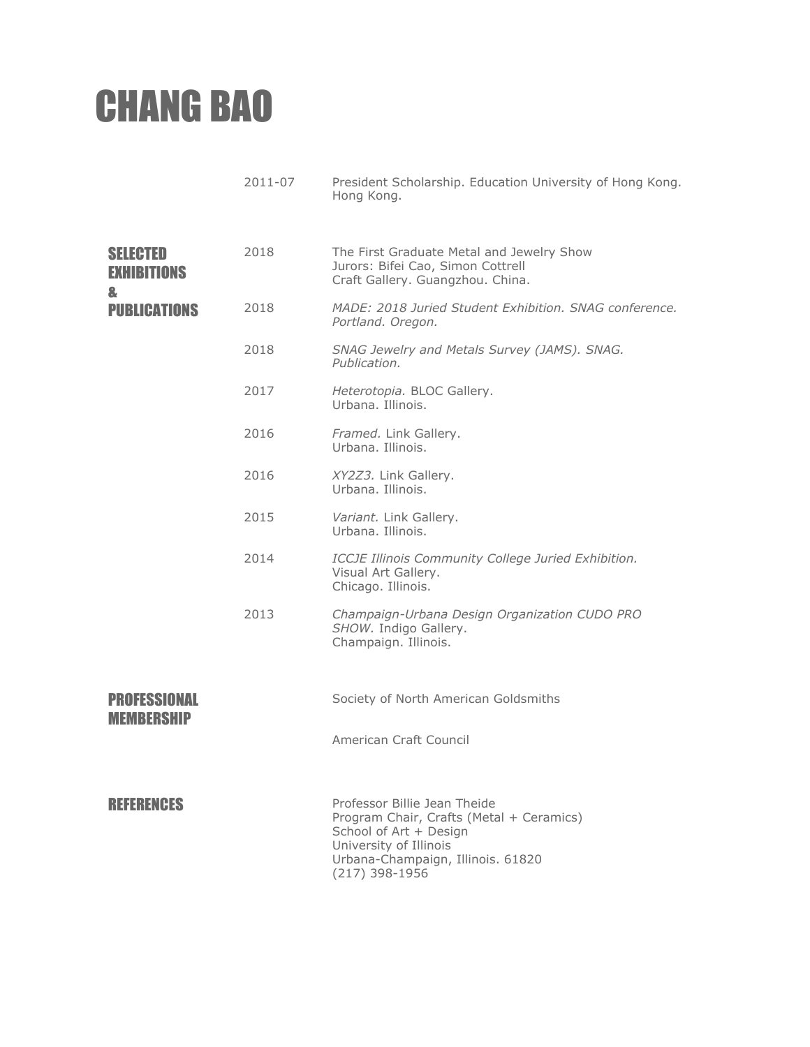# CHANG BAO

| | | |
|---|---|---|
| | 2011-07 | President Scholarship. Education University of Hong Kong. Hong Kong. |

## SELECTED EXHIBITIONS & PUBLICATIONS

| | |
|---|---|
| 2018 | The First Graduate Metal and Jewelry Show<br>Jurors: Bifei Cao, Simon Cottrell<br>Craft Gallery. Guangzhou. China. |
| 2018 | *MADE: 2018 Juried Student Exhibition. SNAG conference. Portland. Oregon.* |
| 2018 | *SNAG Jewelry and Metals Survey (JAMS). SNAG. Publication.* |
| 2017 | *Heterotopia.* BLOC Gallery.<br>Urbana. Illinois. |
| 2016 | *Framed.* Link Gallery.<br>Urbana. Illinois. |
| 2016 | *XY2Z3.* Link Gallery.<br>Urbana. Illinois. |
| 2015 | *Variant.* Link Gallery.<br>Urbana. Illinois. |
| 2014 | *ICCJE Illinois Community College Juried Exhibition.*<br>Visual Art Gallery.<br>Chicago. Illinois. |
| 2013 | *Champaign-Urbana Design Organization CUDO PRO SHOW.* Indigo Gallery.<br>Champaign. Illinois. |

## PROFESSIONAL MEMBERSHIP

Society of North American Goldsmiths

American Craft Council

## REFERENCES

Professor Billie Jean Theide
Program Chair, Crafts (Metal + Ceramics)
School of Art + Design
University of Illinois
Urbana-Champaign, Illinois. 61820
(217) 398-1956